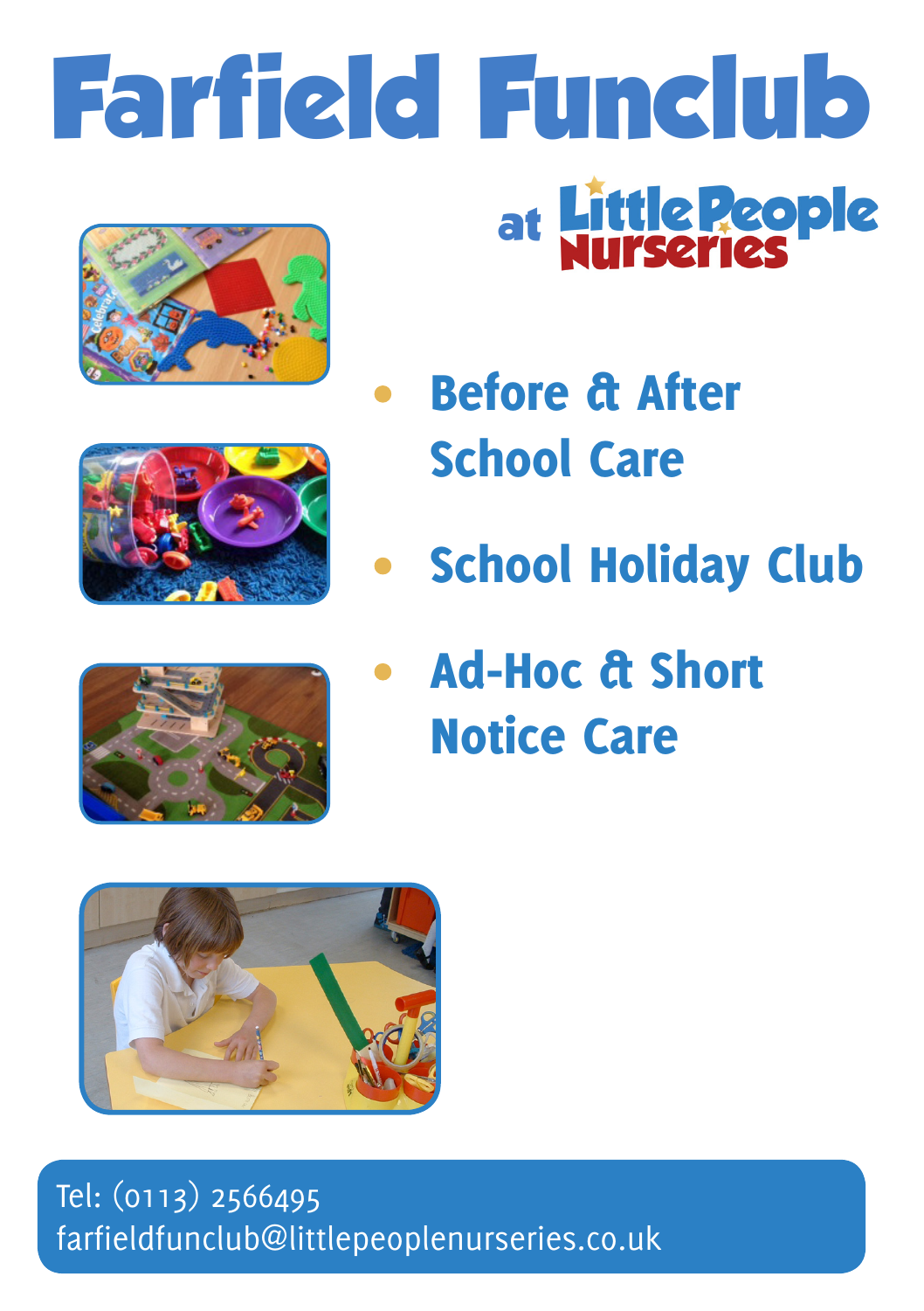# Farfield Funclub

at Little People Nurseries

- **Before & After School Care**
- **School Holiday Club**
- **Ad-Hoc & Short Notice Care**

Tel: (0113) 2566495
farfieldfunclub@littlepeoplenurseries.co.uk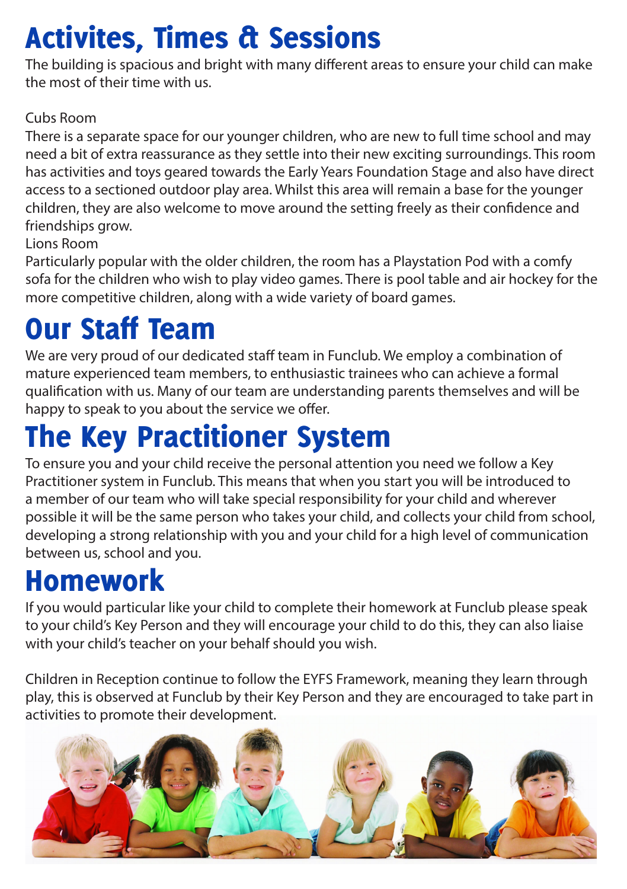# Activites, Times & Sessions

The building is spacious and bright with many different areas to ensure your child can make the most of their time with us.

Cubs Room

There is a separate space for our younger children, who are new to full time school and may need a bit of extra reassurance as they settle into their new exciting surroundings. This room has activities and toys geared towards the Early Years Foundation Stage and also have direct access to a sectioned outdoor play area. Whilst this area will remain a base for the younger children, they are also welcome to move around the setting freely as their confidence and friendships grow.

Lions Room

Particularly popular with the older children, the room has a Playstation Pod with a comfy sofa for the children who wish to play video games. There is pool table and air hockey for the more competitive children, along with a wide variety of board games.

# Our Staff Team

We are very proud of our dedicated staff team in Funclub. We employ a combination of mature experienced team members, to enthusiastic trainees who can achieve a formal qualification with us. Many of our team are understanding parents themselves and will be happy to speak to you about the service we offer.

# The Key Practitioner System

To ensure you and your child receive the personal attention you need we follow a Key Practitioner system in Funclub. This means that when you start you will be introduced to a member of our team who will take special responsibility for your child and wherever possible it will be the same person who takes your child, and collects your child from school, developing a strong relationship with you and your child for a high level of communication between us, school and you.

# Homework

If you would particular like your child to complete their homework at Funclub please speak to your child's Key Person and they will encourage your child to do this, they can also liaise with your child's teacher on your behalf should you wish.

Children in Reception continue to follow the EYFS Framework, meaning they learn through play, this is observed at Funclub by their Key Person and they are encouraged to take part in activities to promote their development.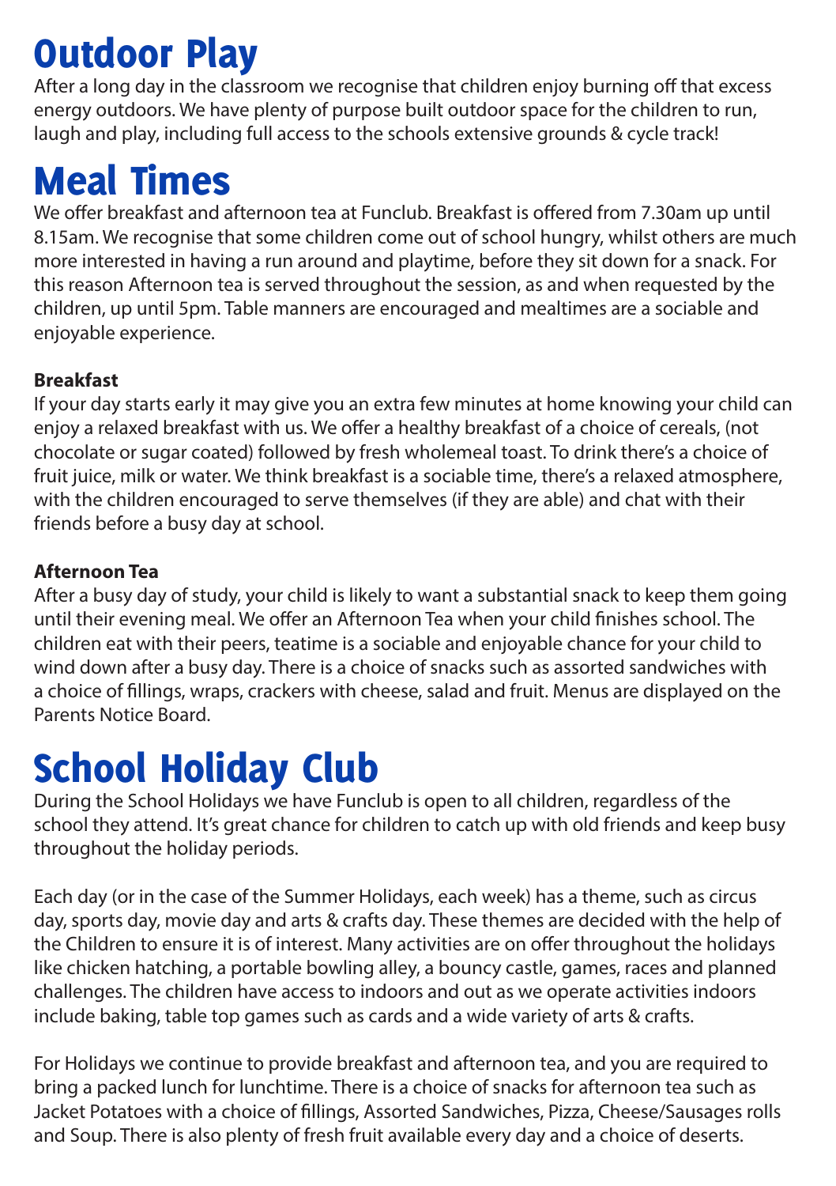# Outdoor Play

After a long day in the classroom we recognise that children enjoy burning off that excess energy outdoors. We have plenty of purpose built outdoor space for the children to run, laugh and play, including full access to the schools extensive grounds & cycle track!

# Meal Times

We offer breakfast and afternoon tea at Funclub. Breakfast is offered from 7.30am up until 8.15am. We recognise that some children come out of school hungry, whilst others are much more interested in having a run around and playtime, before they sit down for a snack. For this reason Afternoon tea is served throughout the session, as and when requested by the children, up until 5pm. Table manners are encouraged and mealtimes are a sociable and enjoyable experience.

**Breakfast**

If your day starts early it may give you an extra few minutes at home knowing your child can enjoy a relaxed breakfast with us. We offer a healthy breakfast of a choice of cereals, (not chocolate or sugar coated) followed by fresh wholemeal toast. To drink there's a choice of fruit juice, milk or water. We think breakfast is a sociable time, there's a relaxed atmosphere, with the children encouraged to serve themselves (if they are able) and chat with their friends before a busy day at school.

**Afternoon Tea**

After a busy day of study, your child is likely to want a substantial snack to keep them going until their evening meal. We offer an Afternoon Tea when your child finishes school. The children eat with their peers, teatime is a sociable and enjoyable chance for your child to wind down after a busy day. There is a choice of snacks such as assorted sandwiches with a choice of fillings, wraps, crackers with cheese, salad and fruit. Menus are displayed on the Parents Notice Board.

# School Holiday Club

During the School Holidays we have Funclub is open to all children, regardless of the school they attend. It's great chance for children to catch up with old friends and keep busy throughout the holiday periods.

Each day (or in the case of the Summer Holidays, each week) has a theme, such as circus day, sports day, movie day and arts & crafts day. These themes are decided with the help of the Children to ensure it is of interest. Many activities are on offer throughout the holidays like chicken hatching, a portable bowling alley, a bouncy castle, games, races and planned challenges. The children have access to indoors and out as we operate activities indoors include baking, table top games such as cards and a wide variety of arts & crafts.

For Holidays we continue to provide breakfast and afternoon tea, and you are required to bring a packed lunch for lunchtime. There is a choice of snacks for afternoon tea such as Jacket Potatoes with a choice of fillings, Assorted Sandwiches, Pizza, Cheese/Sausages rolls and Soup. There is also plenty of fresh fruit available every day and a choice of deserts.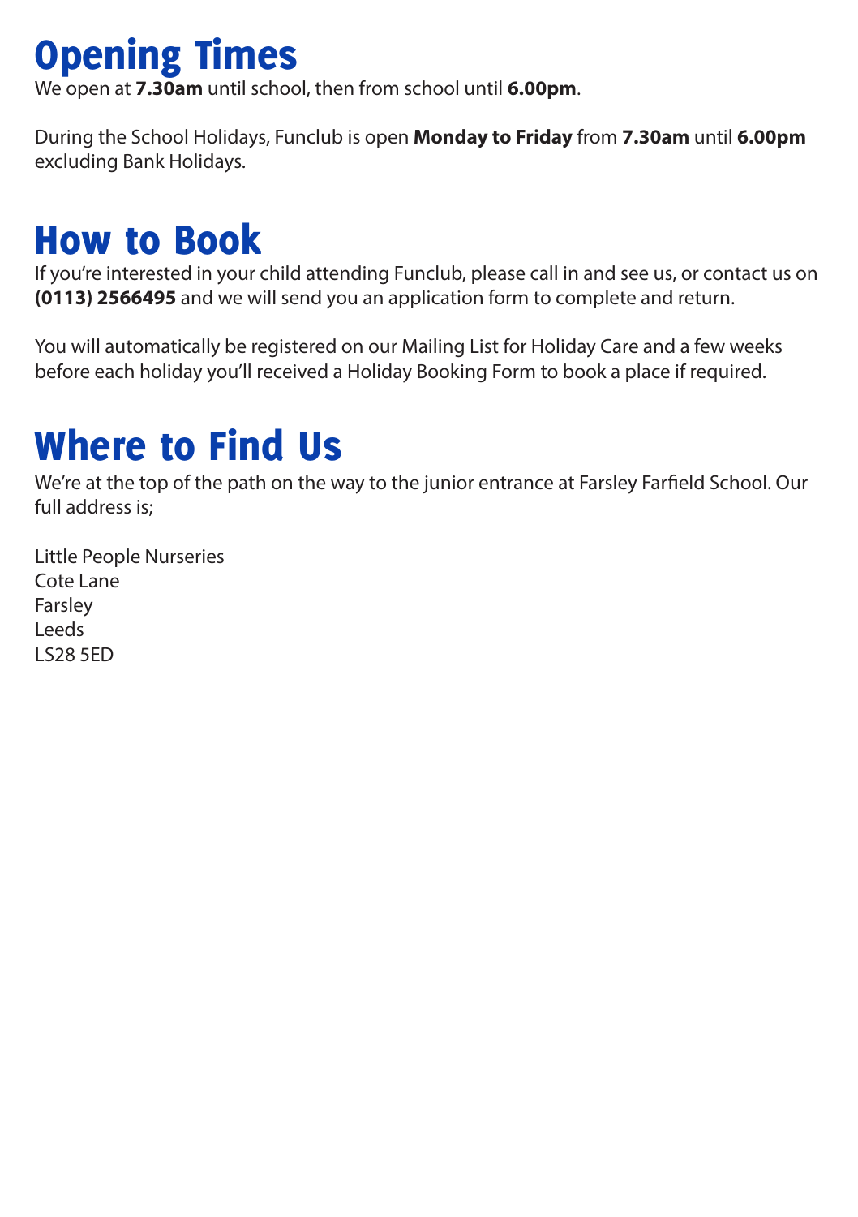# Opening Times

We open at **7.30am** until school, then from school until **6.00pm**.

During the School Holidays, Funclub is open **Monday to Friday** from **7.30am** until **6.00pm** excluding Bank Holidays.

# How to Book

If you're interested in your child attending Funclub, please call in and see us, or contact us on **(0113) 2566495** and we will send you an application form to complete and return.

You will automatically be registered on our Mailing List for Holiday Care and a few weeks before each holiday you'll received a Holiday Booking Form to book a place if required.

# Where to Find Us

We're at the top of the path on the way to the junior entrance at Farsley Farfield School. Our full address is;

Little People Nurseries
Cote Lane
Farsley
Leeds
LS28 5ED